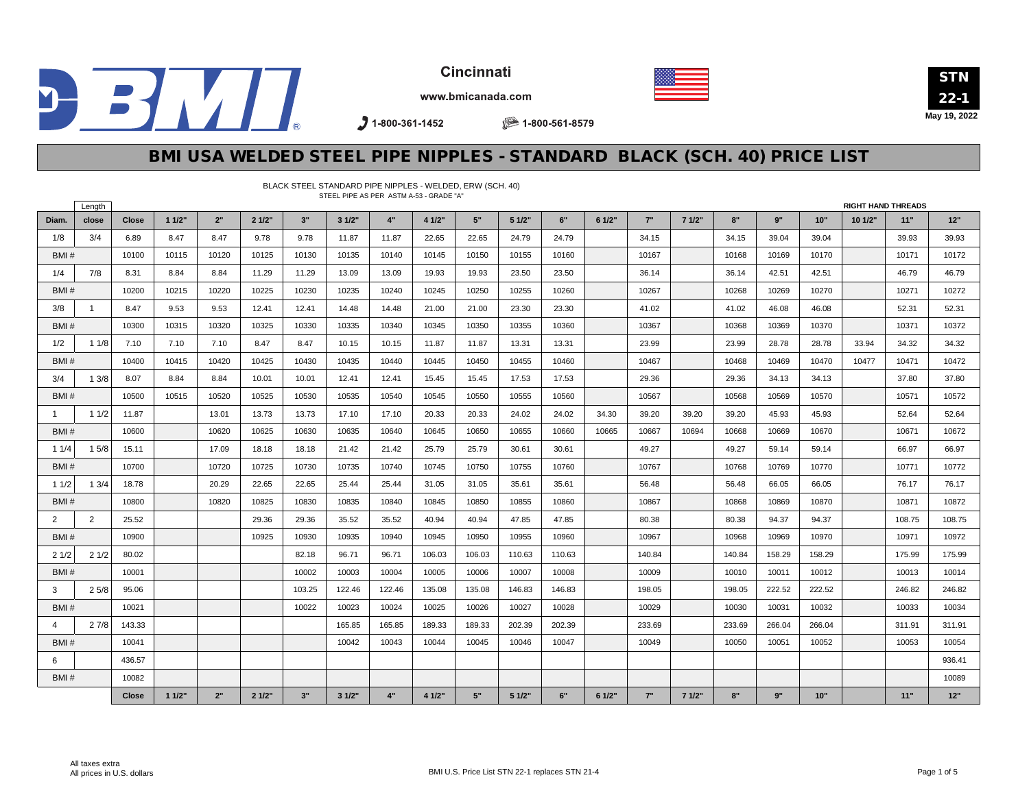Cincinnati

www.bmicanada.com

1-800-361-1452 1-800-561-8579

**STN 22-1**

**May 19, 2022**

# BMI USA WELDED STEEL PIPE NIPPLES - STANDARD BLACK (SCH. 40) PRICE LIST

BLACK STEEL STANDARD PIPE NIPPLES - WELDED, ERW (SCH. 40)
STEEL PIPE AS PER ASTM A-53 - GRADE "A"

RIGHT HAND THREADS

| Diam. | Length close | Close | 1 1/2" | 2" | 2 1/2" | 3" | 3 1/2" | 4" | 4 1/2" | 5" | 5 1/2" | 6" | 6 1/2" | 7" | 7 1/2" | 8" | 9" | 10" | 10 1/2" | 11" | 12" |
|---|---|---|---|---|---|---|---|---|---|---|---|---|---|---|---|---|---|---|---|---|---|
| 1/8 | 3/4 | 6.89 | 8.47 | 8.47 | 9.78 | 9.78 | 11.87 | 11.87 | 22.65 | 22.65 | 24.79 | 24.79 | | 34.15 | | 34.15 | 39.04 | 39.04 | | 39.93 | 39.93 |
| BMI # | | 10100 | 10115 | 10120 | 10125 | 10130 | 10135 | 10140 | 10145 | 10150 | 10155 | 10160 | | 10167 | | 10168 | 10169 | 10170 | | 10171 | 10172 |
| 1/4 | 7/8 | 8.31 | 8.84 | 8.84 | 11.29 | 11.29 | 13.09 | 13.09 | 19.93 | 19.93 | 23.50 | 23.50 | | 36.14 | | 36.14 | 42.51 | 42.51 | | 46.79 | 46.79 |
| BMI # | | 10200 | 10215 | 10220 | 10225 | 10230 | 10235 | 10240 | 10245 | 10250 | 10255 | 10260 | | 10267 | | 10268 | 10269 | 10270 | | 10271 | 10272 |
| 3/8 | 1 | 8.47 | 9.53 | 9.53 | 12.41 | 12.41 | 14.48 | 14.48 | 21.00 | 21.00 | 23.30 | 23.30 | | 41.02 | | 41.02 | 46.08 | 46.08 | | 52.31 | 52.31 |
| BMI # | | 10300 | 10315 | 10320 | 10325 | 10330 | 10335 | 10340 | 10345 | 10350 | 10355 | 10360 | | 10367 | | 10368 | 10369 | 10370 | | 10371 | 10372 |
| 1/2 | 1 1/8 | 7.10 | 7.10 | 7.10 | 8.47 | 8.47 | 10.15 | 10.15 | 11.87 | 11.87 | 13.31 | 13.31 | | 23.99 | | 23.99 | 28.78 | 28.78 | 33.94 | 34.32 | 34.32 |
| BMI # | | 10400 | 10415 | 10420 | 10425 | 10430 | 10435 | 10440 | 10445 | 10450 | 10455 | 10460 | | 10467 | | 10468 | 10469 | 10470 | 10477 | 10471 | 10472 |
| 3/4 | 1 3/8 | 8.07 | 8.84 | 8.84 | 10.01 | 10.01 | 12.41 | 12.41 | 15.45 | 15.45 | 17.53 | 17.53 | | 29.36 | | 29.36 | 34.13 | 34.13 | | 37.80 | 37.80 |
| BMI # | | 10500 | 10515 | 10520 | 10525 | 10530 | 10535 | 10540 | 10545 | 10550 | 10555 | 10560 | | 10567 | | 10568 | 10569 | 10570 | | 10571 | 10572 |
| 1 | 1 1/2 | 11.87 | | 13.01 | 13.73 | 13.73 | 17.10 | 17.10 | 20.33 | 20.33 | 24.02 | 24.02 | 34.30 | 39.20 | 39.20 | 39.20 | 45.93 | 45.93 | | 52.64 | 52.64 |
| BMI # | | 10600 | | 10620 | 10625 | 10630 | 10635 | 10640 | 10645 | 10650 | 10655 | 10660 | 10665 | 10667 | 10694 | 10668 | 10669 | 10670 | | 10671 | 10672 |
| 1 1/4 | 1 5/8 | 15.11 | | 17.09 | 18.18 | 18.18 | 21.42 | 21.42 | 25.79 | 25.79 | 30.61 | 30.61 | | 49.27 | | 49.27 | 59.14 | 59.14 | | 66.97 | 66.97 |
| BMI # | | 10700 | | 10720 | 10725 | 10730 | 10735 | 10740 | 10745 | 10750 | 10755 | 10760 | | 10767 | | 10768 | 10769 | 10770 | | 10771 | 10772 |
| 1 1/2 | 1 3/4 | 18.78 | | 20.29 | 22.65 | 22.65 | 25.44 | 25.44 | 31.05 | 31.05 | 35.61 | 35.61 | | 56.48 | | 56.48 | 66.05 | 66.05 | | 76.17 | 76.17 |
| BMI # | | 10800 | | 10820 | 10825 | 10830 | 10835 | 10840 | 10845 | 10850 | 10855 | 10860 | | 10867 | | 10868 | 10869 | 10870 | | 10871 | 10872 |
| 2 | 2 | 25.52 | | | 29.36 | 29.36 | 35.52 | 35.52 | 40.94 | 40.94 | 47.85 | 47.85 | | 80.38 | | 80.38 | 94.37 | 94.37 | | 108.75 | 108.75 |
| BMI # | | 10900 | | | 10925 | 10930 | 10935 | 10940 | 10945 | 10950 | 10955 | 10960 | | 10967 | | 10968 | 10969 | 10970 | | 10971 | 10972 |
| 2 1/2 | 2 1/2 | 80.02 | | | | 82.18 | 96.71 | 96.71 | 106.03 | 106.03 | 110.63 | 110.63 | | 140.84 | | 140.84 | 158.29 | 158.29 | | 175.99 | 175.99 |
| BMI # | | 10001 | | | | 10002 | 10003 | 10004 | 10005 | 10006 | 10007 | 10008 | | 10009 | | 10010 | 10011 | 10012 | | 10013 | 10014 |
| 3 | 2 5/8 | 95.06 | | | | 103.25 | 122.46 | 122.46 | 135.08 | 135.08 | 146.83 | 146.83 | | 198.05 | | 198.05 | 222.52 | 222.52 | | 246.82 | 246.82 |
| BMI # | | 10021 | | | | 10022 | 10023 | 10024 | 10025 | 10026 | 10027 | 10028 | | 10029 | | 10030 | 10031 | 10032 | | 10033 | 10034 |
| 4 | 2 7/8 | 143.33 | | | | | 165.85 | 165.85 | 189.33 | 189.33 | 202.39 | 202.39 | | 233.69 | | 233.69 | 266.04 | 266.04 | | 311.91 | 311.91 |
| BMI # | | 10041 | | | | | 10042 | 10043 | 10044 | 10045 | 10046 | 10047 | | 10049 | | 10050 | 10051 | 10052 | | 10053 | 10054 |
| 6 | | 436.57 | | | | | | | | | | | | | | | | | | | 936.41 |
| BMI # | | 10082 | | | | | | | | | | | | | | | | | | | 10089 |
| | | Close | 1 1/2" | 2" | 2 1/2" | 3" | 3 1/2" | 4" | 4 1/2" | 5" | 5 1/2" | 6" | 6 1/2" | 7" | 7 1/2" | 8" | 9" | 10" | | 11" | 12" |

All taxes extra
All prices in U.S. dollars

BMI U.S. Price List STN 22-1 replaces STN 21-4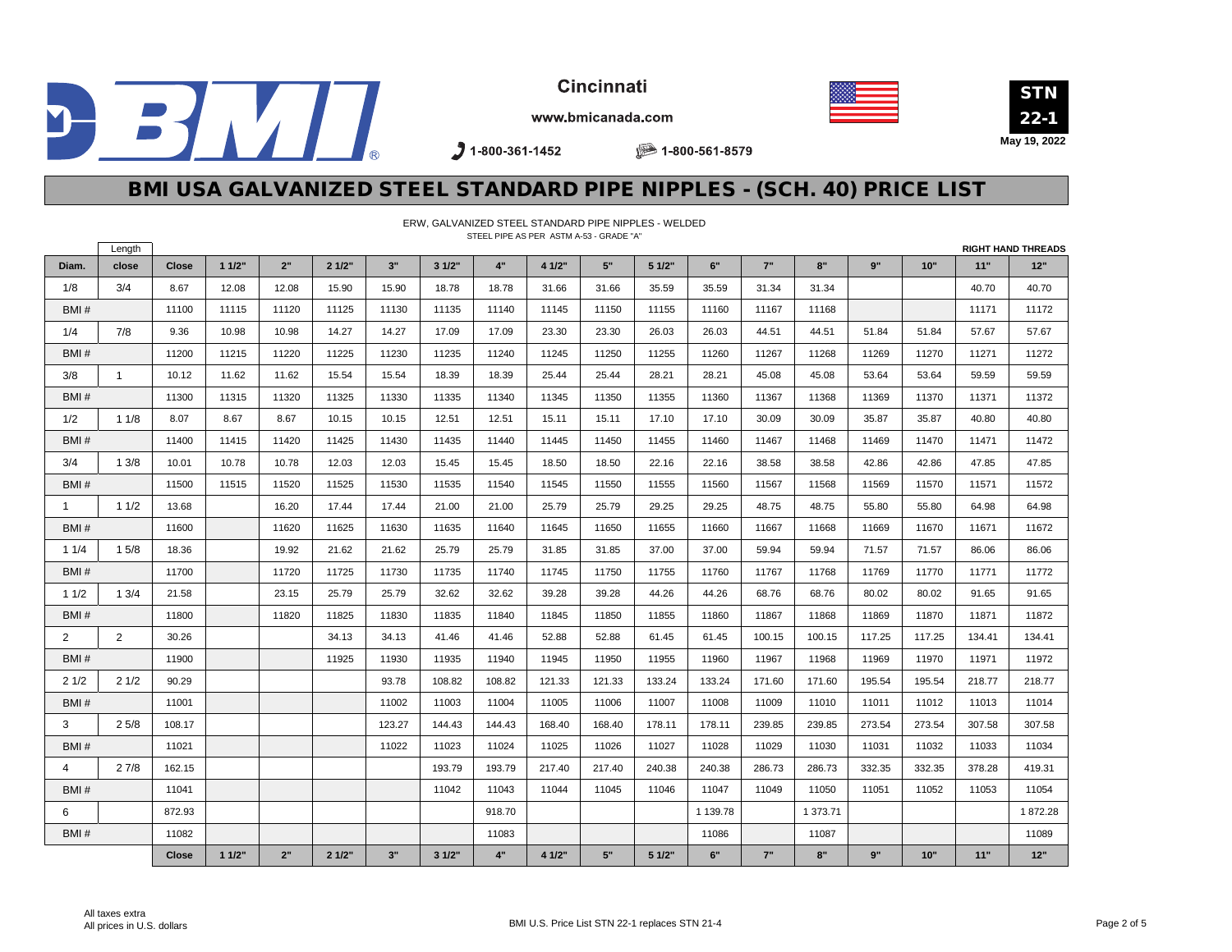Cincinnati

www.bmicanada.com

1-800-361-1452 1-800-561-8579

**STN 22-1**

**May 19, 2022**

# BMI USA GALVANIZED STEEL STANDARD PIPE NIPPLES - (SCH. 40) PRICE LIST

ERW, GALVANIZED STEEL STANDARD PIPE NIPPLES - WELDED

STEEL PIPE AS PER ASTM A-53 - GRADE "A"

**RIGHT HAND THREADS**

| Diam. | Length close | Close | 1 1/2" | 2" | 2 1/2" | 3" | 3 1/2" | 4" | 4 1/2" | 5" | 5 1/2" | 6" | 7" | 8" | 9" | 10" | 11" | 12" |
|---|---|---|---|---|---|---|---|---|---|---|---|---|---|---|---|---|---|---|
| 1/8 | 3/4 | 8.67 | 12.08 | 12.08 | 15.90 | 15.90 | 18.78 | 18.78 | 31.66 | 31.66 | 35.59 | 35.59 | 31.34 | 31.34 | | | 40.70 | 40.70 |
| BMI # | | 11100 | 11115 | 11120 | 11125 | 11130 | 11135 | 11140 | 11145 | 11150 | 11155 | 11160 | 11167 | 11168 | | | 11171 | 11172 |
| 1/4 | 7/8 | 9.36 | 10.98 | 10.98 | 14.27 | 14.27 | 17.09 | 17.09 | 23.30 | 23.30 | 26.03 | 26.03 | 44.51 | 44.51 | 51.84 | 51.84 | 57.67 | 57.67 |
| BMI # | | 11200 | 11215 | 11220 | 11225 | 11230 | 11235 | 11240 | 11245 | 11250 | 11255 | 11260 | 11267 | 11268 | 11269 | 11270 | 11271 | 11272 |
| 3/8 | 1 | 10.12 | 11.62 | 11.62 | 15.54 | 15.54 | 18.39 | 18.39 | 25.44 | 25.44 | 28.21 | 28.21 | 45.08 | 45.08 | 53.64 | 53.64 | 59.59 | 59.59 |
| BMI # | | 11300 | 11315 | 11320 | 11325 | 11330 | 11335 | 11340 | 11345 | 11350 | 11355 | 11360 | 11367 | 11368 | 11369 | 11370 | 11371 | 11372 |
| 1/2 | 1 1/8 | 8.07 | 8.67 | 8.67 | 10.15 | 10.15 | 12.51 | 12.51 | 15.11 | 15.11 | 17.10 | 17.10 | 30.09 | 30.09 | 35.87 | 35.87 | 40.80 | 40.80 |
| BMI # | | 11400 | 11415 | 11420 | 11425 | 11430 | 11435 | 11440 | 11445 | 11450 | 11455 | 11460 | 11467 | 11468 | 11469 | 11470 | 11471 | 11472 |
| 3/4 | 1 3/8 | 10.01 | 10.78 | 10.78 | 12.03 | 12.03 | 15.45 | 15.45 | 18.50 | 18.50 | 22.16 | 22.16 | 38.58 | 38.58 | 42.86 | 42.86 | 47.85 | 47.85 |
| BMI # | | 11500 | 11515 | 11520 | 11525 | 11530 | 11535 | 11540 | 11545 | 11550 | 11555 | 11560 | 11567 | 11568 | 11569 | 11570 | 11571 | 11572 |
| 1 | 1 1/2 | 13.68 | | 16.20 | 17.44 | 17.44 | 21.00 | 21.00 | 25.79 | 25.79 | 29.25 | 29.25 | 48.75 | 48.75 | 55.80 | 55.80 | 64.98 | 64.98 |
| BMI # | | 11600 | | 11620 | 11625 | 11630 | 11635 | 11640 | 11645 | 11650 | 11655 | 11660 | 11667 | 11668 | 11669 | 11670 | 11671 | 11672 |
| 1 1/4 | 1 5/8 | 18.36 | | 19.92 | 21.62 | 21.62 | 25.79 | 25.79 | 31.85 | 31.85 | 37.00 | 37.00 | 59.94 | 59.94 | 71.57 | 71.57 | 86.06 | 86.06 |
| BMI # | | 11700 | | 11720 | 11725 | 11730 | 11735 | 11740 | 11745 | 11750 | 11755 | 11760 | 11767 | 11768 | 11769 | 11770 | 11771 | 11772 |
| 1 1/2 | 1 3/4 | 21.58 | | 23.15 | 25.79 | 25.79 | 32.62 | 32.62 | 39.28 | 39.28 | 44.26 | 44.26 | 68.76 | 68.76 | 80.02 | 80.02 | 91.65 | 91.65 |
| BMI # | | 11800 | | 11820 | 11825 | 11830 | 11835 | 11840 | 11845 | 11850 | 11855 | 11860 | 11867 | 11868 | 11869 | 11870 | 11871 | 11872 |
| 2 | 2 | 30.26 | | | 34.13 | 34.13 | 41.46 | 41.46 | 52.88 | 52.88 | 61.45 | 61.45 | 100.15 | 100.15 | 117.25 | 117.25 | 134.41 | 134.41 |
| BMI # | | 11900 | | | 11925 | 11930 | 11935 | 11940 | 11945 | 11950 | 11955 | 11960 | 11967 | 11968 | 11969 | 11970 | 11971 | 11972 |
| 2 1/2 | 2 1/2 | 90.29 | | | | 93.78 | 108.82 | 108.82 | 121.33 | 121.33 | 133.24 | 133.24 | 171.60 | 171.60 | 195.54 | 195.54 | 218.77 | 218.77 |
| BMI # | | 11001 | | | | 11002 | 11003 | 11004 | 11005 | 11006 | 11007 | 11008 | 11009 | 11010 | 11011 | 11012 | 11013 | 11014 |
| 3 | 2 5/8 | 108.17 | | | | 123.27 | 144.43 | 144.43 | 168.40 | 168.40 | 178.11 | 178.11 | 239.85 | 239.85 | 273.54 | 273.54 | 307.58 | 307.58 |
| BMI # | | 11021 | | | | 11022 | 11023 | 11024 | 11025 | 11026 | 11027 | 11028 | 11029 | 11030 | 11031 | 11032 | 11033 | 11034 |
| 4 | 2 7/8 | 162.15 | | | | | 193.79 | 193.79 | 217.40 | 217.40 | 240.38 | 240.38 | 286.73 | 286.73 | 332.35 | 332.35 | 378.28 | 419.31 |
| BMI # | | 11041 | | | | | 11042 | 11043 | 11044 | 11045 | 11046 | 11047 | 11049 | 11050 | 11051 | 11052 | 11053 | 11054 |
| 6 | | 872.93 | | | | | | 918.70 | | | | 1 139.78 | | 1 373.71 | | | | 1 872.28 |
| BMI # | | 11082 | | | | | | 11083 | | | | 11086 | | 11087 | | | | 11089 |
| | | Close | 1 1/2" | 2" | 2 1/2" | 3" | 3 1/2" | 4" | 4 1/2" | 5" | 5 1/2" | 6" | 7" | 8" | 9" | 10" | 11" | 12" |

All taxes extra

All prices in U.S. dollars

BMI U.S. Price List STN 22-1 replaces STN 21-4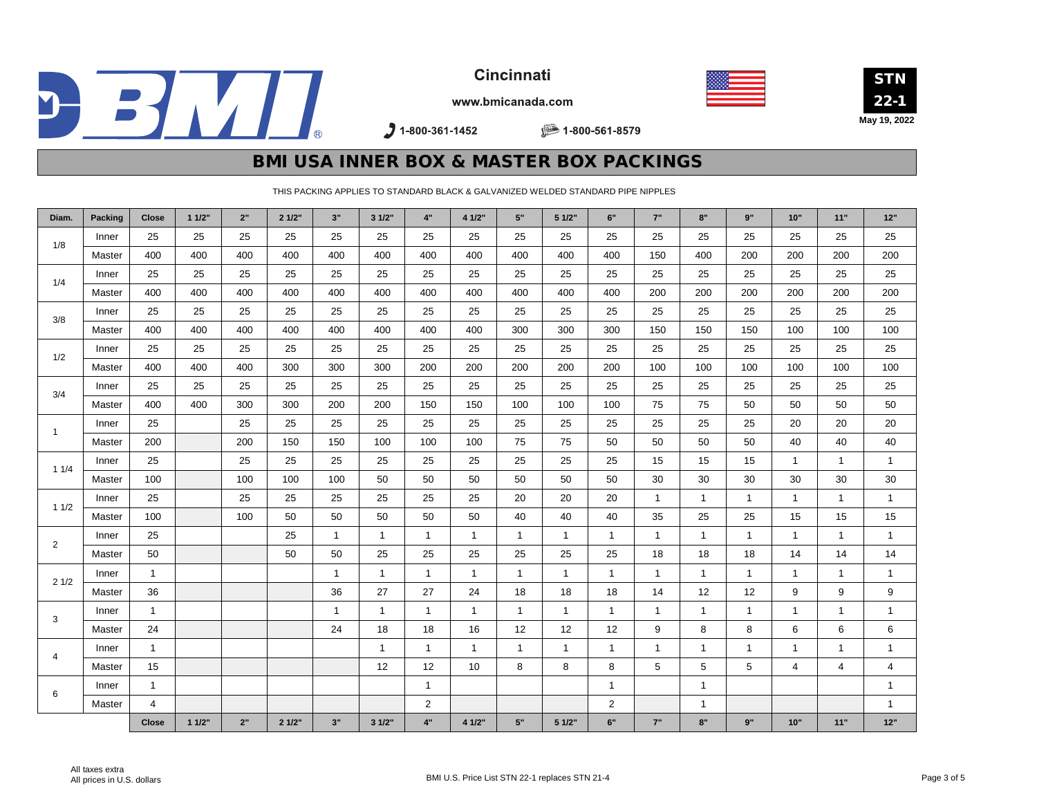Cincinnati

www.bmicanada.com

1-800-361-1452 1-800-561-8579

**STN 22-1**

May 19, 2022

# BMI USA INNER BOX & MASTER BOX PACKINGS

THIS PACKING APPLIES TO STANDARD BLACK & GALVANIZED WELDED STANDARD PIPE NIPPLES

| Diam. | Packing | Close | 1 1/2" | 2" | 2 1/2" | 3" | 3 1/2" | 4" | 4 1/2" | 5" | 5 1/2" | 6" | 7" | 8" | 9" | 10" | 11" | 12" |
|---|---|---|---|---|---|---|---|---|---|---|---|---|---|---|---|---|---|---|
| 1/8 | Inner | 25 | 25 | 25 | 25 | 25 | 25 | 25 | 25 | 25 | 25 | 25 | 25 | 25 | 25 | 25 | 25 | 25 |
| | Master | 400 | 400 | 400 | 400 | 400 | 400 | 400 | 400 | 400 | 400 | 400 | 150 | 400 | 200 | 200 | 200 | 200 |
| 1/4 | Inner | 25 | 25 | 25 | 25 | 25 | 25 | 25 | 25 | 25 | 25 | 25 | 25 | 25 | 25 | 25 | 25 | 25 |
| | Master | 400 | 400 | 400 | 400 | 400 | 400 | 400 | 400 | 400 | 400 | 400 | 200 | 200 | 200 | 200 | 200 | 200 |
| 3/8 | Inner | 25 | 25 | 25 | 25 | 25 | 25 | 25 | 25 | 25 | 25 | 25 | 25 | 25 | 25 | 25 | 25 | 25 |
| | Master | 400 | 400 | 400 | 400 | 400 | 400 | 400 | 400 | 300 | 300 | 300 | 150 | 150 | 150 | 100 | 100 | 100 |
| 1/2 | Inner | 25 | 25 | 25 | 25 | 25 | 25 | 25 | 25 | 25 | 25 | 25 | 25 | 25 | 25 | 25 | 25 | 25 |
| | Master | 400 | 400 | 400 | 300 | 300 | 300 | 200 | 200 | 200 | 200 | 200 | 100 | 100 | 100 | 100 | 100 | 100 |
| 3/4 | Inner | 25 | 25 | 25 | 25 | 25 | 25 | 25 | 25 | 25 | 25 | 25 | 25 | 25 | 25 | 25 | 25 | 25 |
| | Master | 400 | 400 | 300 | 300 | 200 | 200 | 150 | 150 | 100 | 100 | 100 | 75 | 75 | 50 | 50 | 50 | 50 |
| 1 | Inner | 25 | | 25 | 25 | 25 | 25 | 25 | 25 | 25 | 25 | 25 | 25 | 25 | 25 | 20 | 20 | 20 |
| | Master | 200 | | 200 | 150 | 150 | 100 | 100 | 100 | 75 | 75 | 50 | 50 | 50 | 50 | 40 | 40 | 40 |
| 1 1/4 | Inner | 25 | | 25 | 25 | 25 | 25 | 25 | 25 | 25 | 25 | 25 | 15 | 15 | 15 | 1 | 1 | 1 |
| | Master | 100 | | 100 | 100 | 100 | 50 | 50 | 50 | 50 | 50 | 50 | 30 | 30 | 30 | 30 | 30 | 30 |
| 1 1/2 | Inner | 25 | | 25 | 25 | 25 | 25 | 25 | 25 | 20 | 20 | 20 | 1 | 1 | 1 | 1 | 1 | 1 |
| | Master | 100 | | 100 | 50 | 50 | 50 | 50 | 50 | 40 | 40 | 40 | 35 | 25 | 25 | 15 | 15 | 15 |
| 2 | Inner | 25 | | | 25 | 1 | 1 | 1 | 1 | 1 | 1 | 1 | 1 | 1 | 1 | 1 | 1 | 1 |
| | Master | 50 | | | 50 | 50 | 25 | 25 | 25 | 25 | 25 | 25 | 18 | 18 | 18 | 14 | 14 | 14 |
| 2 1/2 | Inner | 1 | | | | 1 | 1 | 1 | 1 | 1 | 1 | 1 | 1 | 1 | 1 | 1 | 1 | 1 |
| | Master | 36 | | | | 36 | 27 | 27 | 24 | 18 | 18 | 18 | 14 | 12 | 12 | 9 | 9 | 9 |
| 3 | Inner | 1 | | | | 1 | 1 | 1 | 1 | 1 | 1 | 1 | 1 | 1 | 1 | 1 | 1 | 1 |
| | Master | 24 | | | | 24 | 18 | 18 | 16 | 12 | 12 | 12 | 9 | 8 | 8 | 6 | 6 | 6 |
| 4 | Inner | 1 | | | | | 1 | 1 | 1 | 1 | 1 | 1 | 1 | 1 | 1 | 1 | 1 | 1 |
| | Master | 15 | | | | | 12 | 12 | 10 | 8 | 8 | 8 | 5 | 5 | 5 | 4 | 4 | 4 |
| 6 | Inner | 1 | | | | | | 1 | | | | 1 | | 1 | | | | 1 |
| | Master | 4 | | | | | | 2 | | | | 2 | | 1 | | | | 1 |
| | | Close | 1 1/2" | 2" | 2 1/2" | 3" | 3 1/2" | 4" | 4 1/2" | 5" | 5 1/2" | 6" | 7" | 8" | 9" | 10" | 11" | 12" |

All taxes extra
All prices in U.S. dollars

BMI U.S. Price List STN 22-1 replaces STN 21-4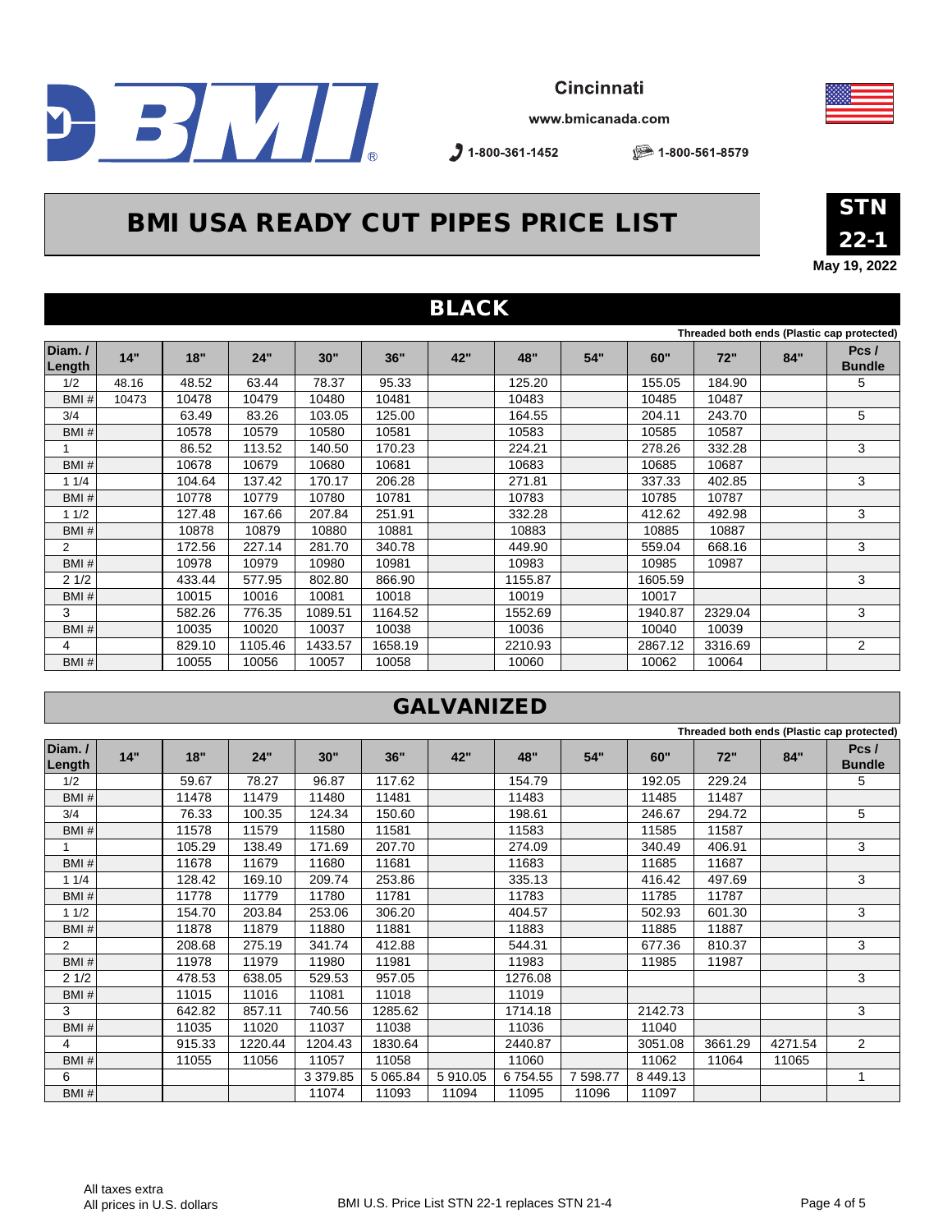Cincinnati

www.bmicanada.com

1-800-361-1452

1-800-561-8579

# BMI USA READY CUT PIPES PRICE LIST

**STN 22-1**

**May 19, 2022**

## BLACK

Threaded both ends (Plastic cap protected)

| Diam. / Length | 14" | 18" | 24" | 30" | 36" | 42" | 48" | 54" | 60" | 72" | 84" | Pcs / Bundle |
|---|---|---|---|---|---|---|---|---|---|---|---|---|
| 1/2 | 48.16 | 48.52 | 63.44 | 78.37 | 95.33 | | 125.20 | | 155.05 | 184.90 | | 5 |
| BMI # | 10473 | 10478 | 10479 | 10480 | 10481 | | 10483 | | 10485 | 10487 | | |
| 3/4 | | 63.49 | 83.26 | 103.05 | 125.00 | | 164.55 | | 204.11 | 243.70 | | 5 |
| BMI # | | 10578 | 10579 | 10580 | 10581 | | 10583 | | 10585 | 10587 | | |
| 1 | | 86.52 | 113.52 | 140.50 | 170.23 | | 224.21 | | 278.26 | 332.28 | | 3 |
| BMI # | | 10678 | 10679 | 10680 | 10681 | | 10683 | | 10685 | 10687 | | |
| 1 1/4 | | 104.64 | 137.42 | 170.17 | 206.28 | | 271.81 | | 337.33 | 402.85 | | 3 |
| BMI # | | 10778 | 10779 | 10780 | 10781 | | 10783 | | 10785 | 10787 | | |
| 1 1/2 | | 127.48 | 167.66 | 207.84 | 251.91 | | 332.28 | | 412.62 | 492.98 | | 3 |
| BMI # | | 10878 | 10879 | 10880 | 10881 | | 10883 | | 10885 | 10887 | | |
| 2 | | 172.56 | 227.14 | 281.70 | 340.78 | | 449.90 | | 559.04 | 668.16 | | 3 |
| BMI # | | 10978 | 10979 | 10980 | 10981 | | 10983 | | 10985 | 10987 | | |
| 2 1/2 | | 433.44 | 577.95 | 802.80 | 866.90 | | 1155.87 | | 1605.59 | | | 3 |
| BMI # | | 10015 | 10016 | 10081 | 10018 | | 10019 | | 10017 | | | |
| 3 | | 582.26 | 776.35 | 1089.51 | 1164.52 | | 1552.69 | | 1940.87 | 2329.04 | | 3 |
| BMI # | | 10035 | 10020 | 10037 | 10038 | | 10036 | | 10040 | 10039 | | |
| 4 | | 829.10 | 1105.46 | 1433.57 | 1658.19 | | 2210.93 | | 2867.12 | 3316.69 | | 2 |
| BMI # | | 10055 | 10056 | 10057 | 10058 | | 10060 | | 10062 | 10064 | | |

## GALVANIZED

Threaded both ends (Plastic cap protected)

| Diam. / Length | 14" | 18" | 24" | 30" | 36" | 42" | 48" | 54" | 60" | 72" | 84" | Pcs / Bundle |
|---|---|---|---|---|---|---|---|---|---|---|---|---|
| 1/2 | | 59.67 | 78.27 | 96.87 | 117.62 | | 154.79 | | 192.05 | 229.24 | | 5 |
| BMI # | | 11478 | 11479 | 11480 | 11481 | | 11483 | | 11485 | 11487 | | |
| 3/4 | | 76.33 | 100.35 | 124.34 | 150.60 | | 198.61 | | 246.67 | 294.72 | | 5 |
| BMI # | | 11578 | 11579 | 11580 | 11581 | | 11583 | | 11585 | 11587 | | |
| 1 | | 105.29 | 138.49 | 171.69 | 207.70 | | 274.09 | | 340.49 | 406.91 | | 3 |
| BMI # | | 11678 | 11679 | 11680 | 11681 | | 11683 | | 11685 | 11687 | | |
| 1 1/4 | | 128.42 | 169.10 | 209.74 | 253.86 | | 335.13 | | 416.42 | 497.69 | | 3 |
| BMI # | | 11778 | 11779 | 11780 | 11781 | | 11783 | | 11785 | 11787 | | |
| 1 1/2 | | 154.70 | 203.84 | 253.06 | 306.20 | | 404.57 | | 502.93 | 601.30 | | 3 |
| BMI # | | 11878 | 11879 | 11880 | 11881 | | 11883 | | 11885 | 11887 | | |
| 2 | | 208.68 | 275.19 | 341.74 | 412.88 | | 544.31 | | 677.36 | 810.37 | | 3 |
| BMI # | | 11978 | 11979 | 11980 | 11981 | | 11983 | | 11985 | 11987 | | |
| 2 1/2 | | 478.53 | 638.05 | 529.53 | 957.05 | | 1276.08 | | | | | 3 |
| BMI # | | 11015 | 11016 | 11081 | 11018 | | 11019 | | | | | |
| 3 | | 642.82 | 857.11 | 740.56 | 1285.62 | | 1714.18 | | 2142.73 | | | 3 |
| BMI # | | 11035 | 11020 | 11037 | 11038 | | 11036 | | 11040 | | | |
| 4 | | 915.33 | 1220.44 | 1204.43 | 1830.64 | | 2440.87 | | 3051.08 | 3661.29 | 4271.54 | 2 |
| BMI # | | 11055 | 11056 | 11057 | 11058 | | 11060 | | 11062 | 11064 | 11065 | |
| 6 | | | | 3 379.85 | 5 065.84 | 5 910.05 | 6 754.55 | 7 598.77 | 8 449.13 | | | 1 |
| BMI # | | | | 11074 | 11093 | 11094 | 11095 | 11096 | 11097 | | | |

All taxes extra
All prices in U.S. dollars

BMI U.S. Price List STN 22-1 replaces STN 21-4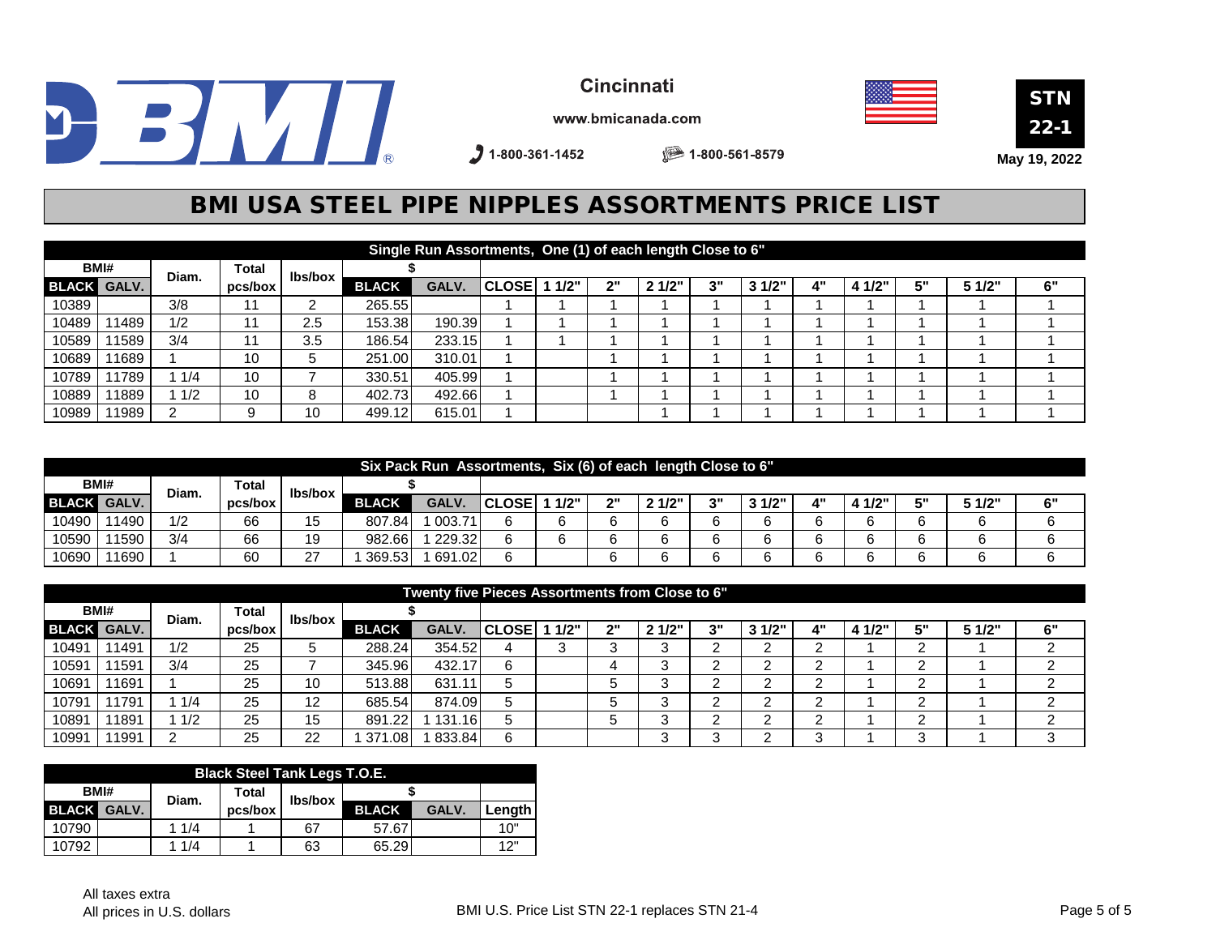Cincinnati

www.bmicanada.com

1-800-361-1452 &nbsp;&nbsp;&nbsp; 1-800-561-8579

STN 22-1

May 19, 2022

# BMI USA STEEL PIPE NIPPLES ASSORTMENTS PRICE LIST

## Single Run Assortments, One (1) of each length Close to 6"

| BMI# | | Diam. | Total | lbs/box | $ | | | | | | | | | | | | |
|---|---|---|---|---|---|---|---|---|---|---|---|---|---|---|---|---|---|
| BLACK | GALV. | | pcs/box | | BLACK | GALV. | CLOSE | 1 1/2" | 2" | 2 1/2" | 3" | 3 1/2" | 4" | 4 1/2" | 5" | 5 1/2" | 6" |
| 10389 | | 3/8 | 11 | 2 | 265.55 | | 1 | 1 | 1 | 1 | 1 | 1 | 1 | 1 | 1 | 1 | 1 |
| 10489 | 11489 | 1/2 | 11 | 2.5 | 153.38 | 190.39 | 1 | 1 | 1 | 1 | 1 | 1 | 1 | 1 | 1 | 1 | 1 |
| 10589 | 11589 | 3/4 | 11 | 3.5 | 186.54 | 233.15 | 1 | 1 | 1 | 1 | 1 | 1 | 1 | 1 | 1 | 1 | 1 |
| 10689 | 11689 | 1 | 10 | 5 | 251.00 | 310.01 | 1 | | 1 | 1 | 1 | 1 | 1 | 1 | 1 | 1 | 1 |
| 10789 | 11789 | 1 1/4 | 10 | 7 | 330.51 | 405.99 | 1 | | 1 | 1 | 1 | 1 | 1 | 1 | 1 | 1 | 1 |
| 10889 | 11889 | 1 1/2 | 10 | 8 | 402.73 | 492.66 | 1 | | 1 | 1 | 1 | 1 | 1 | 1 | 1 | 1 | 1 |
| 10989 | 11989 | 2 | 9 | 10 | 499.12 | 615.01 | 1 | | | 1 | 1 | 1 | 1 | 1 | 1 | 1 | 1 |

## Six Pack Run Assortments, Six (6) of each length Close to 6"

| BMI# | | Diam. | Total | lbs/box | $ | | | | | | | | | | | | |
|---|---|---|---|---|---|---|---|---|---|---|---|---|---|---|---|---|---|
| BLACK | GALV. | | pcs/box | | BLACK | GALV. | CLOSE | 1 1/2" | 2" | 2 1/2" | 3" | 3 1/2" | 4" | 4 1/2" | 5" | 5 1/2" | 6" |
| 10490 | 11490 | 1/2 | 66 | 15 | 807.84 | 1 003.71 | 6 | 6 | 6 | 6 | 6 | 6 | 6 | 6 | 6 | 6 | 6 |
| 10590 | 11590 | 3/4 | 66 | 19 | 982.66 | 1 229.32 | 6 | 6 | 6 | 6 | 6 | 6 | 6 | 6 | 6 | 6 | 6 |
| 10690 | 11690 | 1 | 60 | 27 | 1 369.53 | 1 691.02 | 6 | | 6 | 6 | 6 | 6 | 6 | 6 | 6 | 6 | 6 |

## Twenty five Pieces Assortments from Close to 6"

| BMI# | | Diam. | Total | lbs/box | $ | | | | | | | | | | | | |
|---|---|---|---|---|---|---|---|---|---|---|---|---|---|---|---|---|---|
| BLACK | GALV. | | pcs/box | | BLACK | GALV. | CLOSE | 1 1/2" | 2" | 2 1/2" | 3" | 3 1/2" | 4" | 4 1/2" | 5" | 5 1/2" | 6" |
| 10491 | 11491 | 1/2 | 25 | 5 | 288.24 | 354.52 | 4 | 3 | 3 | 3 | 2 | 2 | 2 | 1 | 2 | 1 | 2 |
| 10591 | 11591 | 3/4 | 25 | 7 | 345.96 | 432.17 | 6 | | 4 | 3 | 2 | 2 | 2 | 1 | 2 | 1 | 2 |
| 10691 | 11691 | 1 | 25 | 10 | 513.88 | 631.11 | 5 | | 5 | 3 | 2 | 2 | 2 | 1 | 2 | 1 | 2 |
| 10791 | 11791 | 1 1/4 | 25 | 12 | 685.54 | 874.09 | 5 | | 5 | 3 | 2 | 2 | 2 | 1 | 2 | 1 | 2 |
| 10891 | 11891 | 1 1/2 | 25 | 15 | 891.22 | 1 131.16 | 5 | | 5 | 3 | 2 | 2 | 2 | 1 | 2 | 1 | 2 |
| 10991 | 11991 | 2 | 25 | 22 | 1 371.08 | 1 833.84 | 6 | | | 3 | 3 | 2 | 3 | 1 | 3 | 1 | 3 |

## Black Steel Tank Legs T.O.E.

| BMI# | | Diam. | Total | lbs/box | $ | | |
|---|---|---|---|---|---|---|---|
| BLACK | GALV. | | pcs/box | | BLACK | GALV. | Length |
| 10790 | | 1 1/4 | 1 | 67 | 57.67 | | 10" |
| 10792 | | 1 1/4 | 1 | 63 | 65.29 | | 12" |

All taxes extra
All prices in U.S. dollars

BMI U.S. Price List STN 22-1 replaces STN 21-4